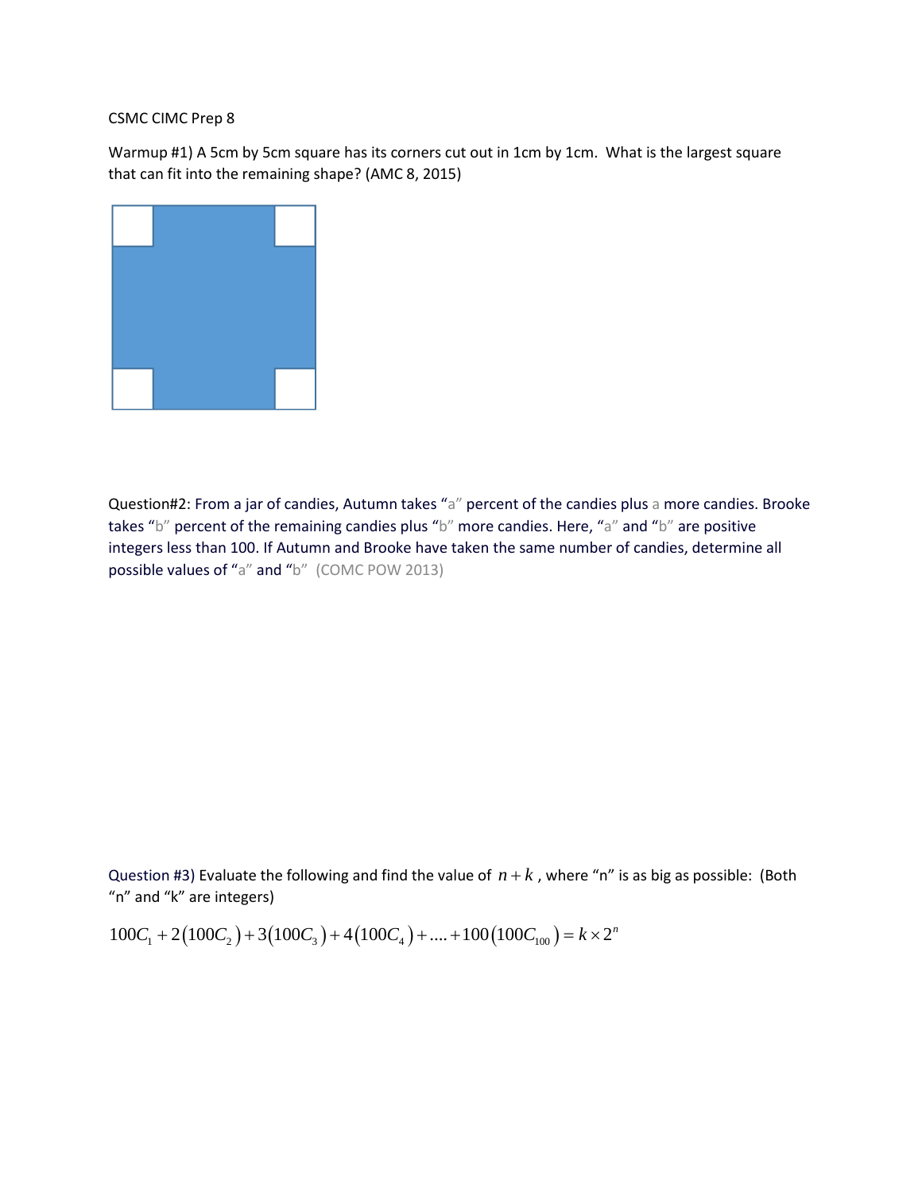CSMC CIMC Prep 8

Warmup #1) A 5cm by 5cm square has its corners cut out in 1cm by 1cm. What is the largest square that can fit into the remaining shape? (AMC 8, 2015)

Question#2: From a jar of candies, Autumn takes "a" percent of the candies plus a more candies. Brooke takes "b" percent of the remaining candies plus "b" more candies. Here, "a" and "b" are positive integers less than 100. If Autumn and Brooke have taken the same number of candies, determine all possible values of "a" and "b" (COMC POW 2013)

Question #3) Evaluate the following and find the value of $n + k$, where "n" is as big as possible: (Both "n" and "k" are integers)

$$100C_1 + 2(100C_2) + 3(100C_3) + 4(100C_4) + .... + 100(100C_{100}) = k \times 2^n$$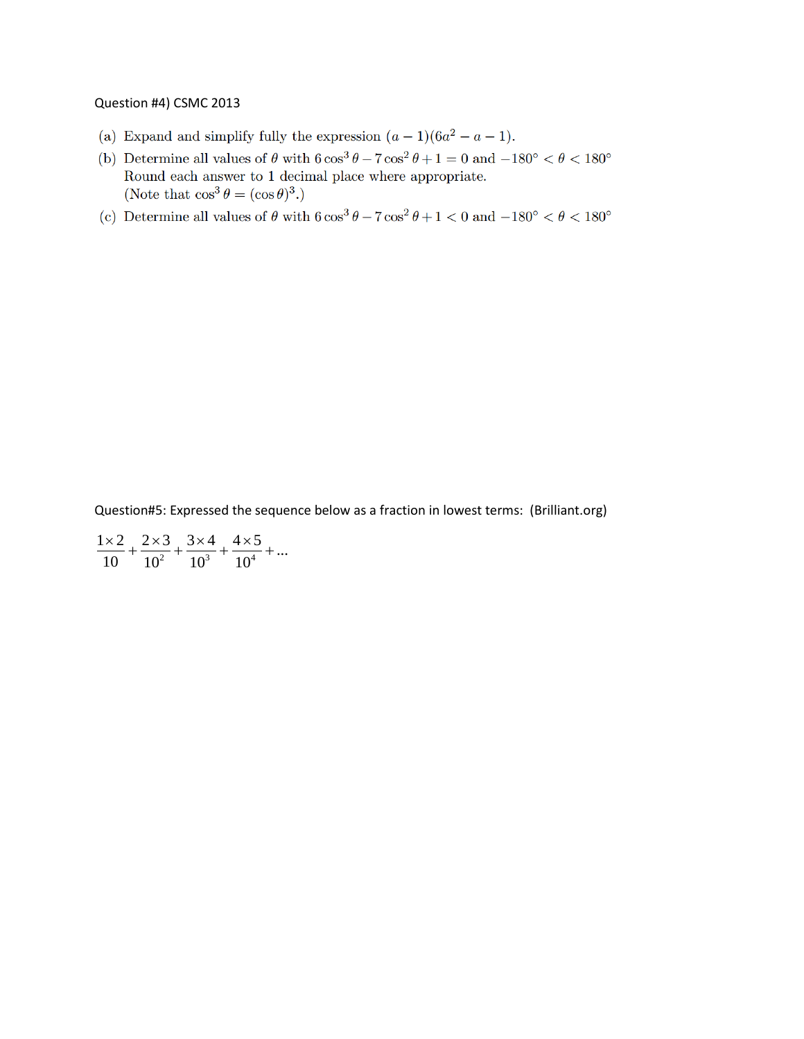Question #4) CSMC 2013

(a) Expand and simplify fully the expression $(a-1)(6a^2-a-1)$.

(b) Determine all values of $\theta$ with $6\cos^3\theta - 7\cos^2\theta + 1 = 0$ and $-180° < \theta < 180°$
Round each answer to 1 decimal place where appropriate.
(Note that $\cos^3\theta = (\cos\theta)^3$.)

(c) Determine all values of $\theta$ with $6\cos^3\theta - 7\cos^2\theta + 1 < 0$ and $-180° < \theta < 180°$

Question#5: Expressed the sequence below as a fraction in lowest terms: (Brilliant.org)

$$\frac{1\times 2}{10} + \frac{2\times 3}{10^2} + \frac{3\times 4}{10^3} + \frac{4\times 5}{10^4} + \ldots$$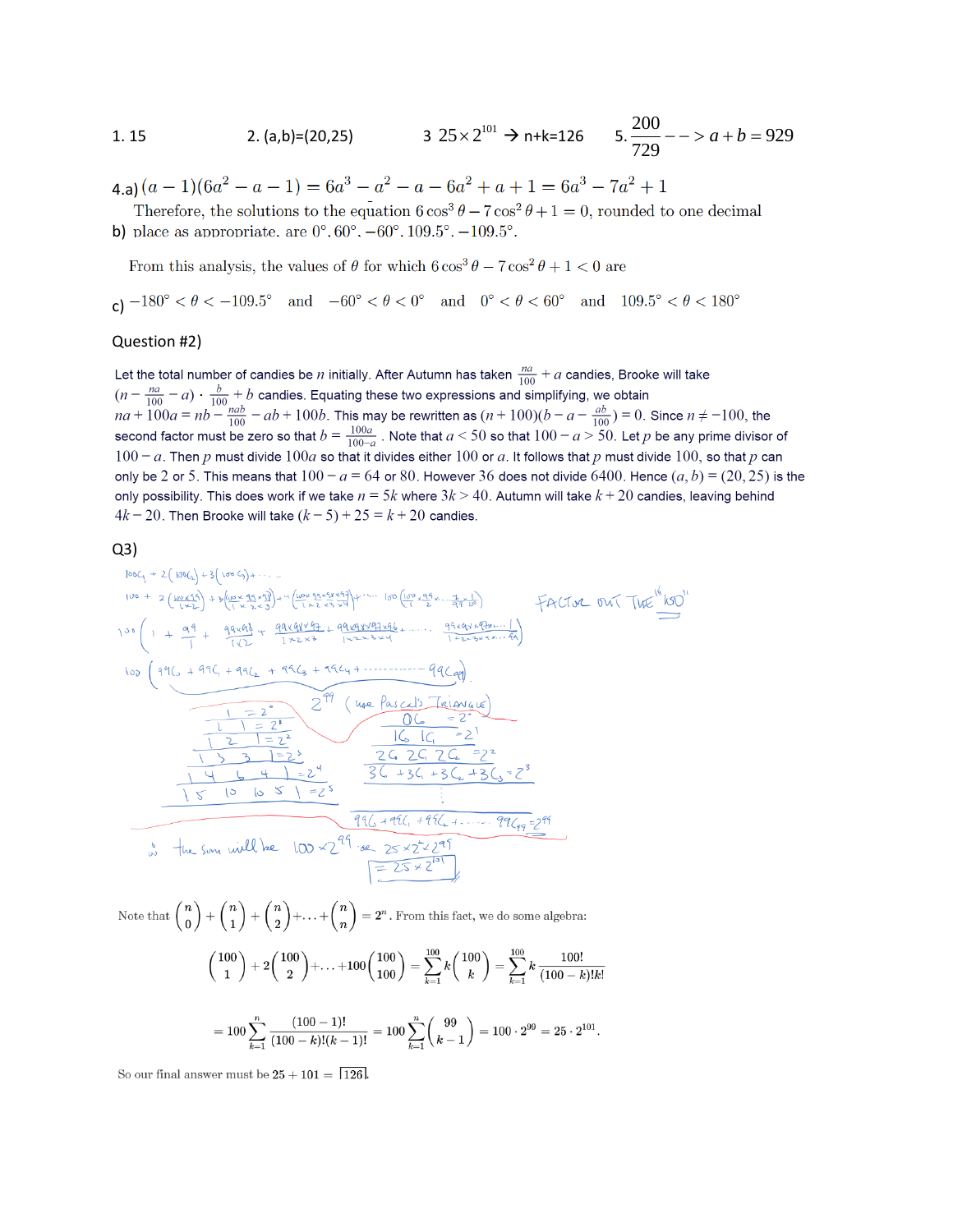1\. 15 2. (a,b)=(20,25) 3 $25\times 2^{101}$ → n+k=126 5. $\frac{200}{729}$ $--> a+b=929$

4.a) $(a-1)(6a^2-a-1) = 6a^3 - a^2 - a - 6a^2 + a + 1 = 6a^3 - 7a^2 + 1$

b) Therefore, the solutions to the equation $6\cos^3\theta - 7\cos^2\theta + 1 = 0$, rounded to one decimal place as appropriate, are $0°, 60°, -60°, 109.5°, -109.5°$.

From this analysis, the values of $\theta$ for which $6\cos^3\theta - 7\cos^2\theta + 1 < 0$ are

c) $-180° < \theta < -109.5°$ and $-60° < \theta < 0°$ and $0° < \theta < 60°$ and $109.5° < \theta < 180°$

Question #2)

Let the total number of candies be $n$ initially. After Autumn has taken $\frac{na}{100} + a$ candies, Brooke will take $(n - \frac{na}{100} - a) \cdot \frac{b}{100} + b$ candies. Equating these two expressions and simplifying, we obtain $na + 100a = nb - \frac{nab}{100} - ab + 100b$. This may be rewritten as $(n+100)(b - a - \frac{ab}{100}) = 0$. Since $n \neq -100$, the second factor must be zero so that $b = \frac{100a}{100-a}$. Note that $a < 50$ so that $100 - a > 50$. Let $p$ be any prime divisor of $100 - a$. Then $p$ must divide $100a$ so that it divides either $100$ or $a$. It follows that $p$ must divide $100$, so that $p$ can only be $2$ or $5$. This means that $100 - a = 64$ or $80$. However $36$ does not divide $6400$. Hence $(a, b) = (20, 25)$ is the only possibility. This does work if we take $n = 5k$ where $3k > 40$. Autumn will take $k + 20$ candies, leaving behind $4k - 20$. Then Brooke will take $(k - 5) + 25 = k + 20$ candies.

Q3)

$100C_1 + 2(100C_2) + 3(100C_3) + \cdots$

$100 + 2\left(\frac{100\times 99}{1\times 2}\right) + 3\left(\frac{100\times 99\times 98}{1\times 2\times 3}\right) + 4\left(\frac{100\times 99\times 98\times 97}{1\times 2\times 3\times 4}\right) + \cdots 100\left(\frac{100}{1}\cdot\frac{99}{2}\cdots\frac{2}{99}\cdot\frac{1}{100}\right)$ FACTOR OUT THE "100"

$100\left(1 + \frac{99}{1} + \frac{99\times 98}{1\times 2} + \frac{99\times 98\times 97}{1\times 2\times 3} + \frac{99\times 98\times 97\times 96}{1\times 2\times 3\times 4} + \cdots\cdots \frac{99\times 98\times 97\cdots 1}{1\times 2\times 3\times 4\times\cdots 99}\right)$

$100\left(99C_0 + 99C_1 + 99C_2 + 99C_3 + 99C_4 + \cdots\cdots 99C_{99}\right)$

$2^{99}$ (use Pascal's Triangle)

$1 = 2^0$ $\quad 0C_0 = 2^0$
$1 \ 1 = 2^1$ $\quad 1C_0 \ 1C_1 = 2^1$
$1 \ 2 \ 1 = 2^2$ $\quad 2C_0 \ 2C_1 \ 2C_2 = 2^2$
$1 \ 3 \ 3 \ 1 = 2^3$ $\quad 3C_0 + 3C_1 + 3C_2 + 3C_3 = 2^3$
$1 \ 4 \ 6 \ 4 \ 1 = 2^4$ $\quad \vdots$
$1 \ 5 \ 10 \ 10 \ 5 \ 1 = 2^5$

$99C_0 + 99C_1 + 99C_2 + \cdots\cdots 99C_{99} = 2^{99}$

∴ the sum will be $100\times 2^{99}$ or $25\times 2^2 \times 2^{99}$
$= 25\times 2^{101}$

Note that $\binom{n}{0} + \binom{n}{1} + \binom{n}{2} + \ldots + \binom{n}{n} = 2^n$. From this fact, we do some algebra:

$$\binom{100}{1} + 2\binom{100}{2} + \ldots + 100\binom{100}{100} = \sum_{k=1}^{100} k\binom{100}{k} = \sum_{k=1}^{100} k\frac{100!}{(100-k)!k!}$$

$$= 100\sum_{k=1}^{n} \frac{(100-1)!}{(100-k)!(k-1)!} = 100\sum_{k=1}^{n}\binom{99}{k-1} = 100\cdot 2^{99} = 25\cdot 2^{101}.$$

So our final answer must be $25 + 101 = \boxed{126}$.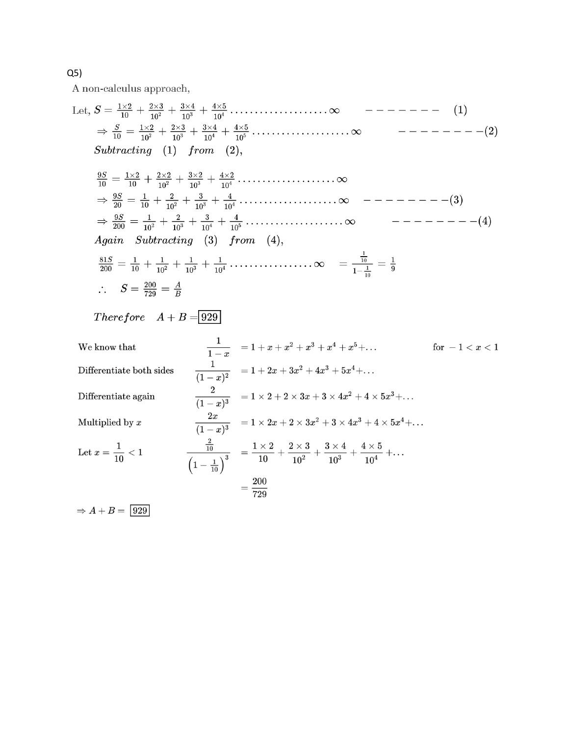Q5)

A non-calculus approach,

$$\text{Let, } S = \frac{1\times2}{10} + \frac{2\times3}{10^2} + \frac{3\times4}{10^3} + \frac{4\times5}{10^4} \ldots\ldots\ldots\ldots\ldots\ldots\ldots\infty \qquad -------- \quad (1)$$

$$\Rightarrow \frac{S}{10} = \frac{1\times2}{10^2} + \frac{2\times3}{10^3} + \frac{3\times4}{10^4} + \frac{4\times5}{10^5} \ldots\ldots\ldots\ldots\ldots\ldots\ldots\infty \qquad ---------(2)$$

*Subtracting (1) from (2),*

$$\frac{9S}{10} = \frac{1\times2}{10} + \frac{2\times2}{10^2} + \frac{3\times2}{10^3} + \frac{4\times2}{10^4} \ldots\ldots\ldots\ldots\ldots\ldots\ldots\infty$$

$$\Rightarrow \frac{9S}{20} = \frac{1}{10} + \frac{2}{10^2} + \frac{3}{10^3} + \frac{4}{10^4} \ldots\ldots\ldots\ldots\ldots\ldots\ldots\infty \qquad ---------(3)$$

$$\Rightarrow \frac{9S}{200} = \frac{1}{10^2} + \frac{2}{10^3} + \frac{3}{10^4} + \frac{4}{10^5} \ldots\ldots\ldots\ldots\ldots\ldots\ldots\infty \qquad ---------(4)$$

*Again Subtracting (3) from (4),*

$$\frac{81S}{200} = \frac{1}{10} + \frac{1}{10^2} + \frac{1}{10^3} + \frac{1}{10^4} \ldots\ldots\ldots\ldots\ldots\ldots\infty \quad = \frac{\frac{1}{10}}{1-\frac{1}{10}} = \frac{1}{9}$$

$$\therefore \quad S = \frac{200}{729} = \frac{A}{B}$$

*Therefore* $A + B = \boxed{929}$

We know that $\quad \dfrac{1}{1-x} = 1 + x + x^2 + x^3 + x^4 + x^5 + \ldots \quad$ for $-1 < x < 1$

Differentiate both sides $\quad \dfrac{1}{(1-x)^2} = 1 + 2x + 3x^2 + 4x^3 + 5x^4 + \ldots$

Differentiate again $\quad \dfrac{2}{(1-x)^3} = 1\times2 + 2\times3x + 3\times4x^2 + 4\times5x^3 + \ldots$

Multiplied by $x$ $\quad \dfrac{2x}{(1-x)^3} = 1\times2x + 2\times3x^2 + 3\times4x^3 + 4\times5x^4 + \ldots$

Let $x = \dfrac{1}{10} < 1$ $\quad \dfrac{\frac{2}{10}}{\left(1-\frac{1}{10}\right)^3} = \dfrac{1\times2}{10} + \dfrac{2\times3}{10^2} + \dfrac{3\times4}{10^3} + \dfrac{4\times5}{10^4} + \ldots$

$$= \frac{200}{729}$$

$\Rightarrow A + B = \boxed{929}$